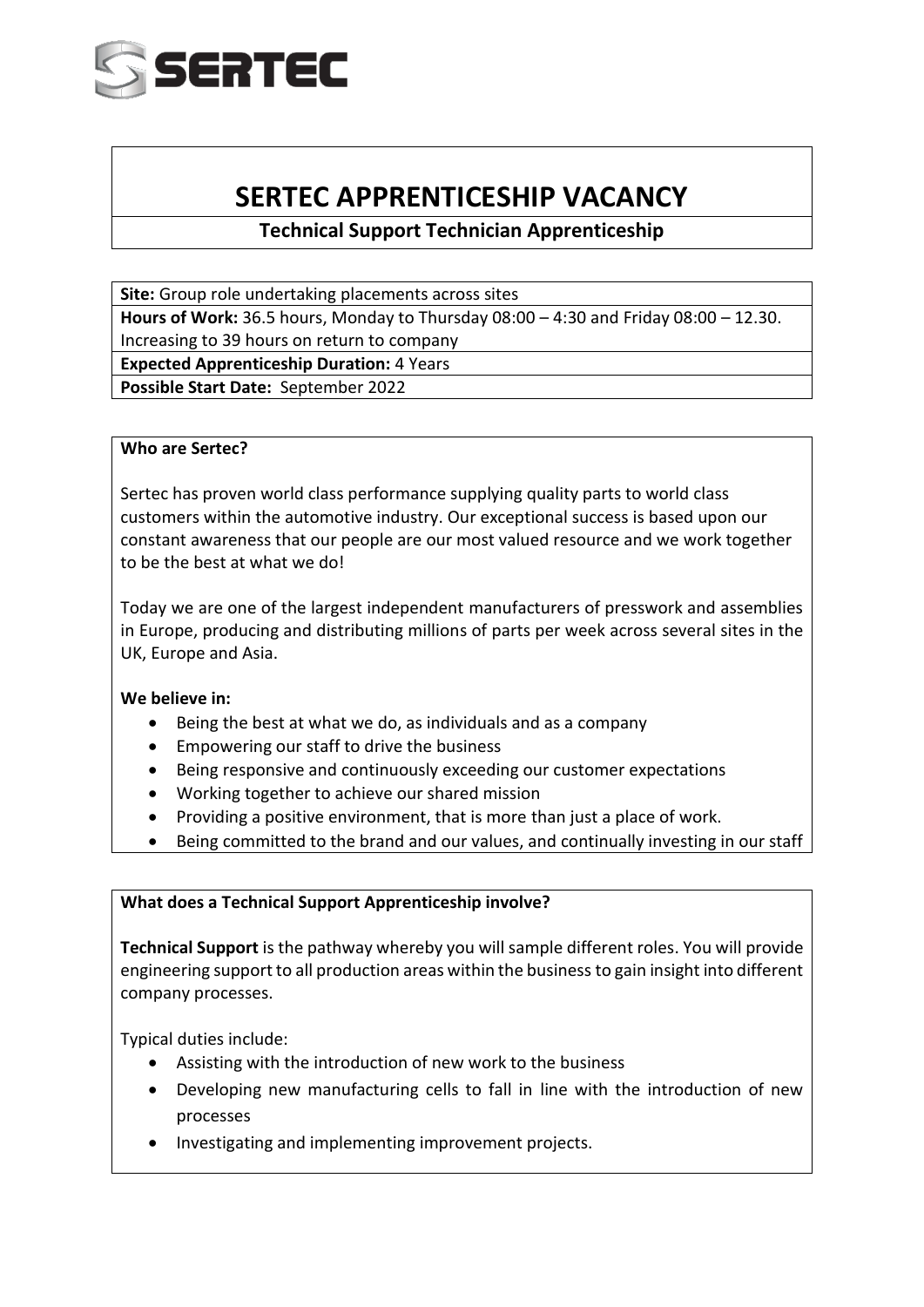# SERTEC APPRENTICESHIP VACANCY

## Technical Support Technician Apprenticeship

**Site:** Group role undertaking placements across sites

**Hours of Work:** 36.5 hours, Monday to Thursday 08:00 – 4:30 and Friday 08:00 – 12.30. Increasing to 39 hours on return to company

**Expected Apprenticeship Duration:** 4 Years

**Possible Start Date:** September 2022

**Who are Sertec?**

Sertec has proven world class performance supplying quality parts to world class customers within the automotive industry. Our exceptional success is based upon our constant awareness that our people are our most valued resource and we work together to be the best at what we do!

Today we are one of the largest independent manufacturers of presswork and assemblies in Europe, producing and distributing millions of parts per week across several sites in the UK, Europe and Asia.

**We believe in:**

- Being the best at what we do, as individuals and as a company
- Empowering our staff to drive the business
- Being responsive and continuously exceeding our customer expectations
- Working together to achieve our shared mission
- Providing a positive environment, that is more than just a place of work.
- Being committed to the brand and our values, and continually investing in our staff

**What does a Technical Support Apprenticeship involve?**

**Technical Support** is the pathway whereby you will sample different roles. You will provide engineering support to all production areas within the business to gain insight into different company processes.

Typical duties include:

- Assisting with the introduction of new work to the business
- Developing new manufacturing cells to fall in line with the introduction of new processes
- Investigating and implementing improvement projects.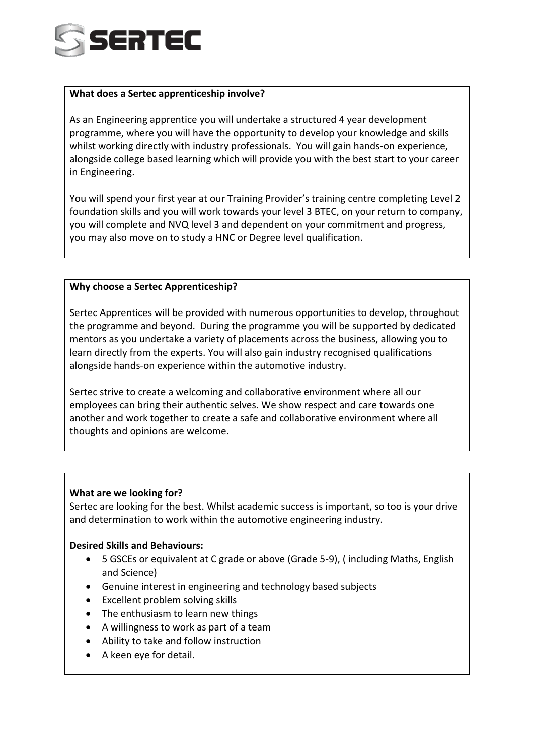SERTEC

**What does a Sertec apprenticeship involve?**

As an Engineering apprentice you will undertake a structured 4 year development programme, where you will have the opportunity to develop your knowledge and skills whilst working directly with industry professionals. You will gain hands-on experience, alongside college based learning which will provide you with the best start to your career in Engineering.

You will spend your first year at our Training Provider's training centre completing Level 2 foundation skills and you will work towards your level 3 BTEC, on your return to company, you will complete and NVQ level 3 and dependent on your commitment and progress, you may also move on to study a HNC or Degree level qualification.

**Why choose a Sertec Apprenticeship?**

Sertec Apprentices will be provided with numerous opportunities to develop, throughout the programme and beyond. During the programme you will be supported by dedicated mentors as you undertake a variety of placements across the business, allowing you to learn directly from the experts. You will also gain industry recognised qualifications alongside hands-on experience within the automotive industry.

Sertec strive to create a welcoming and collaborative environment where all our employees can bring their authentic selves. We show respect and care towards one another and work together to create a safe and collaborative environment where all thoughts and opinions are welcome.

**What are we looking for?**

Sertec are looking for the best. Whilst academic success is important, so too is your drive and determination to work within the automotive engineering industry.

**Desired Skills and Behaviours:**

- 5 GSCEs or equivalent at C grade or above (Grade 5-9), ( including Maths, English and Science)
- Genuine interest in engineering and technology based subjects
- Excellent problem solving skills
- The enthusiasm to learn new things
- A willingness to work as part of a team
- Ability to take and follow instruction
- A keen eye for detail.